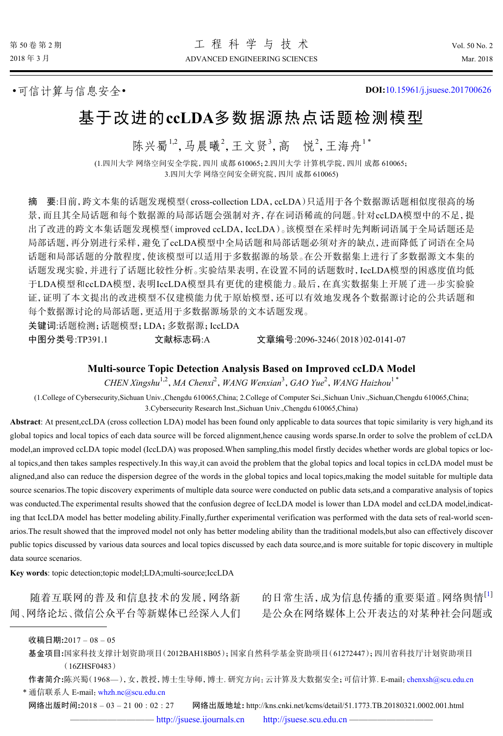•可信计算与信息安全•

DOI:10.15961/j.jsuese.201700626

# 基于改进的ccLDA多数据源热点话题检测模型

陈兴蜀[1,2], 马晨曦[2], 王文贤[3], 高　悦[2], 王海舟[1*]

(1.四川大学 网络空间安全学院, 四川 成都 610065; 2.四川大学 计算机学院, 四川 成都 610065;
3.四川大学 网络空间安全研究院, 四川 成都 610065)

**摘　要**:目前,跨文本集的话题发现模型(cross-collection LDA, ccLDA)只适用于各个数据源话题相似度很高的场景,而且其全局话题和每个数据源的局部话题会强制对齐,存在词语稀疏的问题。针对ccLDA模型中的不足,提出了改进的跨文本集话题发现模型(improved ccLDA, IccLDA)。该模型在采样时先判断词语属于全局话题还是局部话题,再分别进行采样,避免了ccLDA模型中全局话题和局部话题必须对齐的缺点,进而降低了词语在全局话题和局部话题的分散程度,使该模型可以适用于多数据源的场景。在公开数据集上进行了多数据源文本集的话题发现实验,并进行了话题比较性分析。实验结果表明,在设置不同的话题数时,IccLDA模型的困惑度值均低于LDA模型和ccLDA模型,表明IccLDA模型具有更优的建模能力。最后,在真实数据集上开展了进一步实验验证,证明了本文提出的改进模型不仅建模能力优于原始模型,还可以有效地发现各个数据源讨论的公共话题和每个数据源讨论的局部话题,更适用于多数据源场景的文本话题发现。

**关键词**:话题检测; 话题模型; LDA; 多数据源; IccLDA

**中图分类号**:TP391.1　　**文献标志码**:A　　**文章编号**:2096-3246(2018)02-0141-07

## Multi-source Topic Detection Analysis Based on Improved ccLDA Model

*CHEN Xingshu*[1,2], *MA Chenxi*[2], *WANG Wenxian*[3], *GAO Yue*[2], *WANG Haizhou*[1*]

(1.College of Cybersecurity,Sichuan Univ.,Chengdu 610065,China; 2.College of Computer Sci.,Sichuan Univ.,Sichuan,Chengdu 610065,China;
3.Cybersecurity Research Inst.,Sichuan Univ.,Chengdu 610065,China)

**Abstract**: At present,ccLDA (cross collection LDA) model has been found only applicable to data sources that topic similarity is very high,and its global topics and local topics of each data source will be forced alignment,hence causing words sparse.In order to solve the problem of ccLDA model,an improved ccLDA topic model (IccLDA) was proposed.When sampling,this model firstly decides whether words are global topics or local topics,and then takes samples respectively.In this way,it can avoid the problem that the global topics and local topics in ccLDA model must be aligned,and also can reduce the dispersion degree of the words in the global topics and local topics,making the model suitable for multiple data source scenarios.The topic discovery experiments of multiple data source were conducted on public data sets,and a comparative analysis of topics was conducted.The experimental results showed that the confusion degree of IccLDA model is lower than LDA model and ccLDA model,indicating that IccLDA model has better modeling ability.Finally,further experimental verification was performed with the data sets of real-world scenarios.The result showed that the improved model not only has better modeling ability than the traditional models,but also can effectively discover public topics discussed by various data sources and local topics discussed by each data source,and is more suitable for topic discovery in multiple data source scenarios.

**Key words**: topic detection;topic model;LDA;multi-source;IccLDA

随着互联网的普及和信息技术的发展,网络新闻、网络论坛、微信公众平台等新媒体已经深入人们的日常生活,成为信息传播的重要渠道。网络舆情[1]是公众在网络媒体上公开表达的对某种社会问题或

---

**收稿日期**:2017 – 08 – 05

**基金项目**:国家科技支撑计划资助项目(2012BAH18B05);国家自然科学基金资助项目(61272447);四川省科技厅计划资助项目(16ZHSF0483)

**作者简介**:陈兴蜀(1968—),女,教授,博士生导师,博士. 研究方向: 云计算及大数据安全; 可信计算. E-mail: chenxsh@scu.edu.cn

\* 通信联系人 E-mail: whzh.nc@scu.edu.cn

**网络出版时间**:2018 – 03 – 21 00 : 02 : 27　　**网络出版地址**: http://kns.cnki.net/kcms/detail/51.1773.TB.20180321.0002.001.html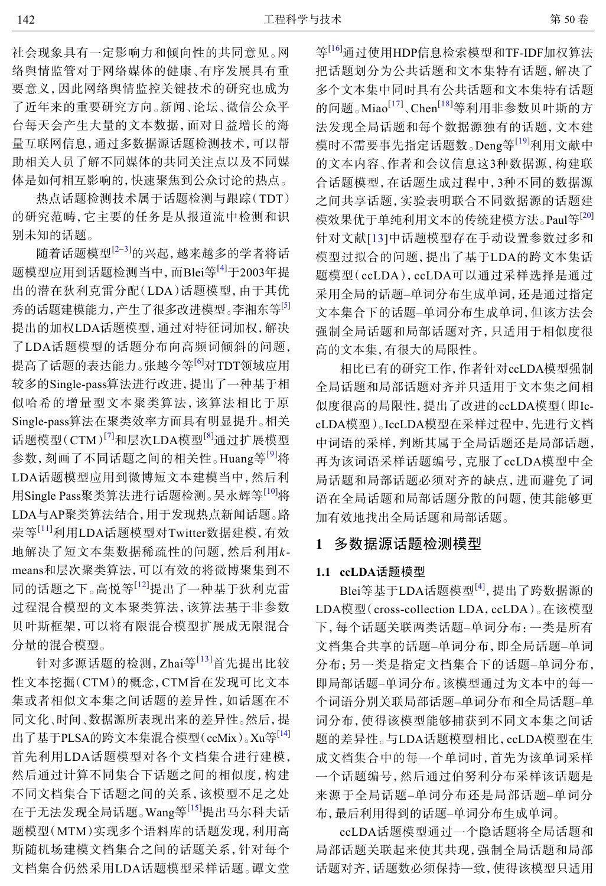社会现象具有一定影响力和倾向性的共同意见。网络舆情监管对于网络媒体的健康、有序发展具有重要意义，因此网络舆情监控关键技术的研究也成为了近年来的重要研究方向。新闻、论坛、微信公众平台每天会产生大量的文本数据，面对日益增长的海量互联网信息，通过多数据源话题检测技术，可以帮助相关人员了解不同媒体的共同关注点以及不同媒体是如何相互影响的，快速聚焦到公众讨论的热点。

热点话题检测技术属于话题检测与跟踪（TDT）的研究范畴，它主要的任务是从报道流中检测和识别未知的话题。

随着话题模型[2–3]的兴起，越来越多的学者将话题模型应用到话题检测当中，而Blei等[4]于2003年提出的潜在狄利克雷分配（LDA）话题模型，由于其优秀的话题建模能力，产生了很多改进模型。李湘东等[5]提出的加权LDA话题模型，通过对特征词加权，解决了LDA话题模型的话题分布向高频词倾斜的问题，提高了话题的表达能力。张越今等[6]对TDT领域应用较多的Single-pass算法进行改进，提出了一种基于相似哈希的增量型文本聚类算法，该算法相比于原Single-pass算法在聚类效率方面具有明显提升。相关话题模型（CTM）[7]和层次LDA模型[8]通过扩展模型参数，刻画了不同话题之间的相关性。Huang等[9]将LDA话题模型应用到微博短文本建模当中，然后利用Single Pass聚类算法进行话题检测。吴永辉等[10]将LDA与AP聚类算法结合，用于发现热点新闻话题。路荣等[11]利用LDA话题模型对Twitter数据建模，有效地解决了短文本集数据稀疏性的问题，然后利用*k*-means和层次聚类算法，可以有效的将微博聚集到不同的话题之下。高悦等[12]提出了一种基于狄利克雷过程混合模型的文本聚类算法，该算法基于非参数贝叶斯框架，可以将有限混合模型扩展成无限混合分量的混合模型。

针对多源话题的检测，Zhai等[13]首先提出比较性文本挖掘（CTM）的概念，CTM旨在发现可比文本集或者相似文本集之间话题的差异性，如话题在不同文化、时间、数据源所表现出来的差异性。然后，提出了基于PLSA的跨文本集混合模型（ccMix）。Xu等[14]首先利用LDA话题模型对各个文档集合进行建模，然后通过计算不同集合下话题之间的相似度，构建不同文档集合下话题之间的关系，该模型不足之处在于无法发现全局话题。Wang等[15]提出马尔科夫话题模型（MTM）实现多个语料库的话题发现，利用高斯随机场建模文档集合之间的话题关系，针对每个文档集合仍然采用LDA话题模型采样话题。谭文堂等[16]通过使用HDP信息检索模型和TF-IDF加权算法把话题划分为公共话题和文本集特有话题，解决了多个文本集中同时具有公共话题和文本集特有话题的问题。Miao[17]、Chen[18]等利用非参数贝叶斯的方法发现全局话题和每个数据源独有的话题，文本建模时不需要事先指定话题数。Deng等[19]利用文献中的文本内容、作者和会议信息这3种数据源，构建联合话题模型，在话题生成过程中，3种不同的数据源之间共享话题，实验表明联合不同数据源的话题建模效果优于单纯利用文本的传统建模方法。Paul等[20]针对文献[13]中话题模型存在手动设置参数过多和模型过拟合的问题，提出了基于LDA的跨文本集话题模型（ccLDA），ccLDA可以通过采样选择是通过采用全局的话题–单词分布生成单词，还是通过指定文本集合下的话题–单词分布生成单词，但该方法会强制全局话题和局部话题对齐，只适用于相似度很高的文本集，有很大的局限性。

相比已有的研究工作，作者针对ccLDA模型强制全局话题和局部话题对齐并只适用于文本集之间相似度很高的局限性，提出了改进的ccLDA模型（即IccLDA模型）。IccLDA模型在采样过程中，先进行文档中词语的采样，判断其属于全局话题还是局部话题，再为该词语采样话题编号，克服了ccLDA模型中全局话题和局部话题必须对齐的缺点，进而避免了词语在全局话题和局部话题分散的问题，使其能够更加有效地找出全局话题和局部话题。

## 1 多数据源话题检测模型

### 1.1 ccLDA话题模型

Blei等基于LDA话题模型[4]，提出了跨数据源的LDA模型（cross-collection LDA，ccLDA）。在该模型下，每个话题关联两类话题–单词分布：一类是所有文档集合共享的话题–单词分布，即全局话题–单词分布；另一类是指定文档集合下的话题–单词分布，即局部话题–单词分布。该模型通过为文本中的每一个词语分别关联局部话题–单词分布和全局话题–单词分布，使得该模型能够捕获到不同文本集之间话题的差异性。与LDA话题模型相比，ccLDA模型在生成文档集合中的每一个单词时，首先为该单词采样一个话题编号，然后通过伯努利分布采样该话题是来源于全局话题–单词分布还是局部话题–单词分布，最后利用得到的话题–单词分布生成单词。

ccLDA话题模型通过一个隐话题将全局话题和局部话题关联起来使其共现，强制全局话题和局部话题对齐，话题数必须保持一致，使得该模型只适用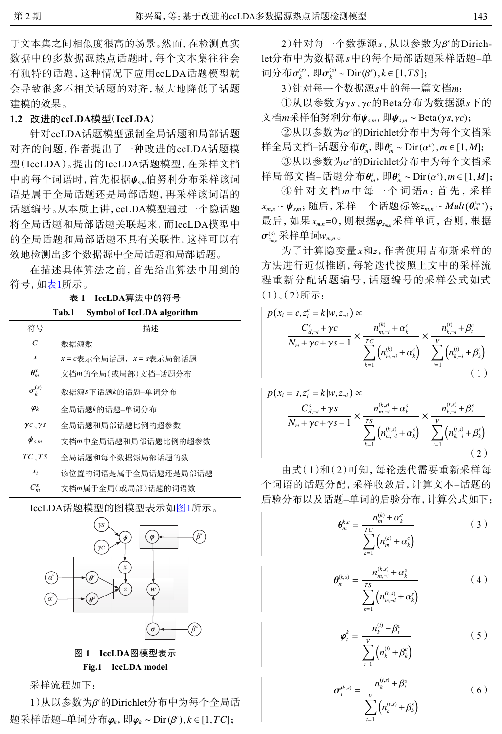于文本集之间相似度很高的场景。然而，在检测真实数据中的多数据源热点话题时，每个文本集往往会有独特的话题，这种情况下应用ccLDA话题模型就会导致很多不相关话题的对齐，极大地降低了话题建模的效果。

## 1.2 改进的ccLDA模型（IccLDA）

针对ccLDA话题模型强制全局话题和局部话题对齐的问题，作者提出了一种改进的ccLDA话题模型（IccLDA）。提出的IccLDA话题模型，在采样文档中的每个词语时，首先根据$\boldsymbol{\psi}_{s,m}$伯努利分布采样该词语是属于全局话题还是局部话题，再采样该词语的话题编号。从本质上讲，ccLDA模型通过一个隐话题将全局话题和局部话题关联起来，而IccLDA模型中的全局话题和局部话题不具有关联性，这样可以有效地检测出多个数据源中全局话题和局部话题。

在描述具体算法之前，首先给出算法中用到的符号，如表1所示。

表 1 IccLDA算法中的符号

Tab.1 Symbol of IccLDA algorithm

| 符号 | 描述 |
|---|---|
| $C$ | 数据源数 |
| $x$ | $x=c$表示全局话题，$x=s$表示局部话题 |
| $\boldsymbol{\theta}_m^x$ | 文档$m$的全局（或局部）文档–话题分布 |
| $\boldsymbol{\sigma}_k^{(s)}$ | 数据源$s$下话题$k$的话题–单词分布 |
| $\boldsymbol{\varphi}_k$ | 全局话题$k$的话题–单词分布 |
| $\gamma c$、$\gamma s$ | 全局话题和局部话题比例的超参数 |
| $\boldsymbol{\psi}_{s,m}$ | 文档$m$中全局话题和局部话题比例的超参数 |
| $TC$、$TS$ | 全局话题和每个数据源局部话题的数 |
| $x_i$ | 该位置的词语是属于全局话题还是局部话题 |
| $C_m^x$ | 文档$m$属于全局（或局部）话题的词语数 |

IccLDA话题模型的图模型表示如图1所示。

图 1 IccLDA图模型表示

Fig.1 IccLDA model

采样流程如下：

1）从以参数为$\beta^c$的Dirichlet分布中为每个全局话题采样话题–单词分布$\boldsymbol{\varphi}_k$，即$\boldsymbol{\varphi}_k \sim \mathrm{Dir}(\beta^c), k \in [1, TC]$；

2）针对每一个数据源$s$，从以参数为$\beta^s$的Dirichlet分布中为数据源$s$中的每个局部话题采样话题–单词分布$\boldsymbol{\sigma}_k^{(s)}$，即$\boldsymbol{\sigma}_k^{(s)} \sim \mathrm{Dir}(\beta^s), k \in [1, TS]$；

3）针对每一个数据源$s$中的每一篇文档$m$：

①从以参数为$\gamma s$、$\gamma c$的Beta分布为数据源$s$下的文档$m$采样伯努利分布$\boldsymbol{\psi}_{s,m}$，即$\boldsymbol{\psi}_{s,m} \sim \mathrm{Beta}(\gamma s, \gamma c)$；

②从以参数为$\alpha^c$的Dirichlet分布中为每个文档采样全局文档–话题分布$\boldsymbol{\theta}_m^c$，即$\boldsymbol{\theta}_m^c \sim \mathrm{Dir}(\alpha^c), m \in [1, M]$；

③从以参数为$\alpha^s$的Dirichlet分布中为每个文档采样局部文档–话题分布$\boldsymbol{\theta}_m^s$，即$\boldsymbol{\theta}_m^s \sim \mathrm{Dir}(\alpha^s), m \in [1, M]$；

④针对文档$m$中每一个词语$n$：首先，采样$x_{m,n} \sim \boldsymbol{\psi}_{s,m}$；随后，采样一个话题标签$z_{m,n} \sim Mult(\boldsymbol{\theta}_m^{x_{m,n}})$；最后，如果$x_{m,n}$=0，则根据$\boldsymbol{\varphi}_{z_{m,n}}$采样单词，否则，根据$\boldsymbol{\sigma}_{z_{m,n}}^{(s)}$采样单词$w_{m,n}$。

为了计算隐变量$x$和$z$，作者使用吉布斯采样的方法进行近似推断，每轮迭代按照上文中的采样流程重新分配话题编号，话题编号的采样公式如式（1）、（2）所示：

$$p(x_i = c, z_i^c = k | w, z_{\neg i}) \propto \frac{C_{d,\neg i}^c + \gamma c}{N_m + \gamma c + \gamma s - 1} \times \frac{n_{m,\neg i}^{(k)} + \alpha_k^c}{\sum_{k=1}^{TC}\left(n_{m,\neg i}^{(k)} + \alpha_k^c\right)} \times \frac{n_{k,\neg i}^{(t)} + \beta_t^c}{\sum_{t=1}^{V}\left(n_{k,\neg i}^{(t)} + \beta_k^c\right)} \tag{1}$$

$$p(x_i = s, z_i^s = k | w, z_{\neg i}) \propto \frac{C_{d,\neg i}^s + \gamma s}{N_m + \gamma c + \gamma s - 1} \times \frac{n_{m,\neg i}^{(k,s)} + \alpha_k^s}{\sum_{k=1}^{TS}\left(n_{m,\neg i}^{(k,s)} + \alpha_k^s\right)} \times \frac{n_{k,\neg i}^{(t,s)} + \beta_t^s}{\sum_{t=1}^{V}\left(n_{k,\neg i}^{(t,s)} + \beta_k^s\right)} \tag{2}$$

由式（1）和（2）可知，每轮迭代需要重新采样每个词语的话题分配，采样收敛后，计算文本–话题的后验分布以及话题–单词的后验分布，计算公式如下：

$$\boldsymbol{\theta}_m^{k,c} = \frac{n_m^{(k)} + \alpha_k^c}{\sum_{k=1}^{TC}\left(n_m^{(k)} + \alpha_k^c\right)} \tag{3}$$

$$\boldsymbol{\theta}_m^{(k,s)} = \frac{n_{m,\neg i}^{(k,s)} + \alpha_k^s}{\sum_{k=1}^{TS}\left(n_{m,\neg i}^{(k,s)} + \alpha_k^s\right)} \tag{4}$$

$$\boldsymbol{\varphi}_t^k = \frac{n_k^{(t)} + \beta_t^c}{\sum_{t=1}^{V}\left(n_k^{(t)} + \beta_k^c\right)} \tag{5}$$

$$\boldsymbol{\sigma}_t^{(k,s)} = \frac{n_k^{(t,s)} + \beta_t^s}{\sum_{t=1}^{V}\left(n_k^{(t,s)} + \beta_k^s\right)} \tag{6}$$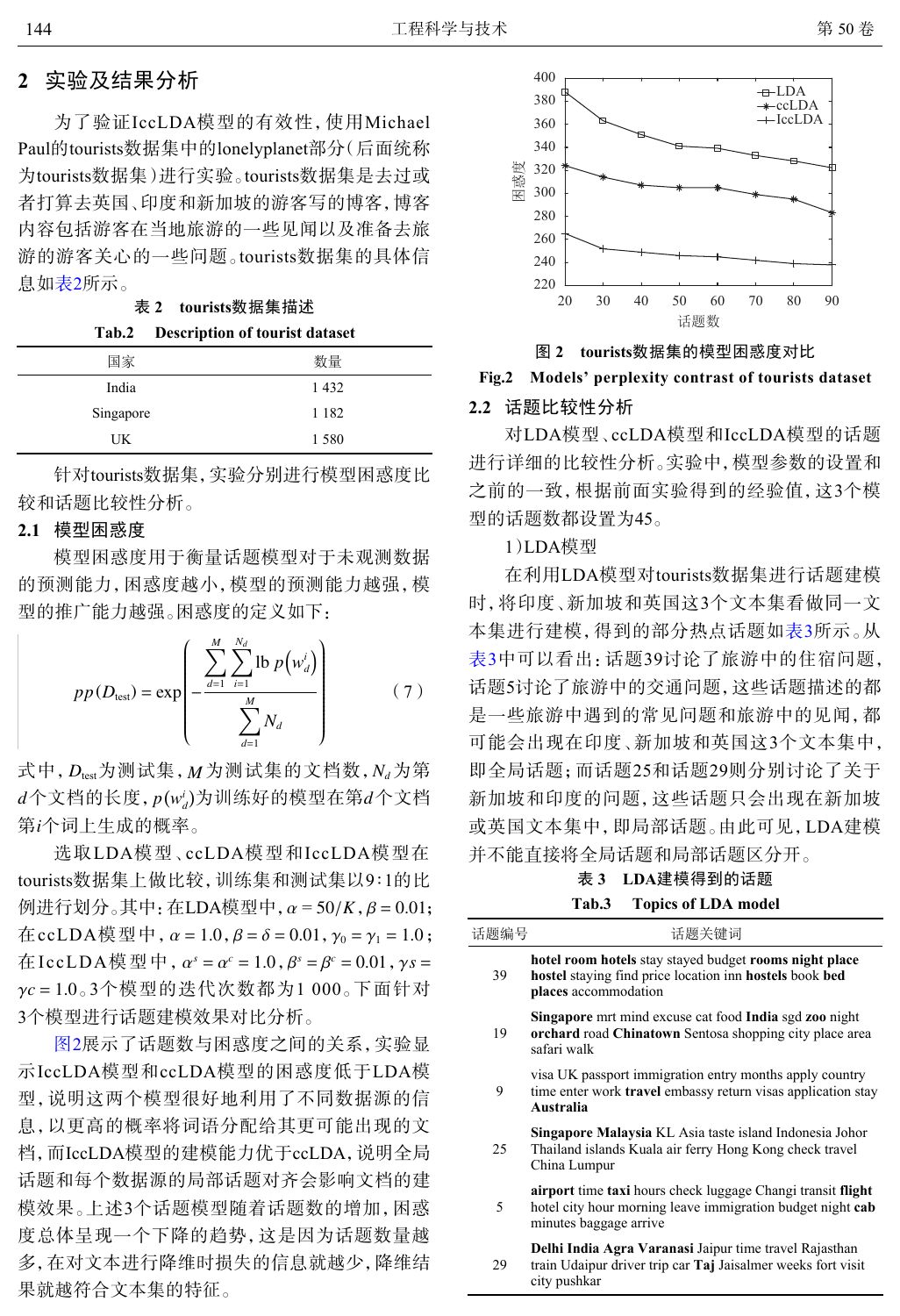## 2 实验及结果分析

为了验证IccLDA模型的有效性，使用Michael Paul的tourists数据集中的lonelyplanet部分（后面统称为tourists数据集）进行实验。tourists数据集是去过或者打算去英国、印度和新加坡的游客写的博客，博客内容包括游客在当地旅游的一些见闻以及准备去旅游的游客关心的一些问题。tourists数据集的具体信息如表2所示。

表 2 tourists数据集描述

Tab.2 Description of tourist dataset

| 国家 | 数量 |
|---|---|
| India | 1 432 |
| Singapore | 1 182 |
| UK | 1 580 |

针对tourists数据集，实验分别进行模型困惑度比较和话题比较性分析。

### 2.1 模型困惑度

模型困惑度用于衡量话题模型对于未观测数据的预测能力，困惑度越小，模型的预测能力越强，模型的推广能力越强。困惑度的定义如下：

$$pp(D_{\text{test}}) = \exp\left(-\frac{\sum_{d=1}^{M}\sum_{i=1}^{N_d} \text{lb}\, p\left(w_d^i\right)}{\sum_{d=1}^{M} N_d}\right) \tag{7}$$

式中，$D_{\text{test}}$为测试集，$M$为测试集的文档数，$N_d$为第$d$个文档的长度，$p(w_d^i)$为训练好的模型在第$d$个文档第$i$个词上生成的概率。

选取LDA模型、ccLDA模型和IccLDA模型在tourists数据集上做比较，训练集和测试集以9∶1的比例进行划分。其中：在LDA模型中，$\alpha = 50/K$，$\beta = 0.01$；在ccLDA模型中，$\alpha = 1.0$，$\beta = \delta = 0.01$，$\gamma_0 = \gamma_1 = 1.0$；在IccLDA模型中，$\alpha^s = \alpha^c = 1.0$，$\beta^s = \beta^c = 0.01$，$\gamma s = \gamma c = 1.0$。3个模型的迭代次数都为1 000。下面针对3个模型进行话题建模效果对比分析。

图2展示了话题数与困惑度之间的关系，实验显示IccLDA模型和ccLDA模型的困惑度低于LDA模型，说明这两个模型很好地利用了不同数据源的信息，以更高的概率将词语分配给其更可能出现的文档，而IccLDA模型的建模能力优于ccLDA，说明全局话题和每个数据源的局部话题对齐会影响文档的建模效果。上述3个话题模型随着话题数的增加，困惑度总体呈现一个下降的趋势，这是因为话题数量越多，在对文本进行降维时损失的信息就越少，降维结果就越符合文本集的特征。

图 2 tourists数据集的模型困惑度对比

Fig.2 Models' perplexity contrast of tourists dataset

### 2.2 话题比较性分析

对LDA模型、ccLDA模型和IccLDA模型的话题进行详细的比较性分析。实验中，模型参数的设置和之前的一致，根据前面实验得到的经验值，这3个模型的话题数都设置为45。

1）LDA模型

在利用LDA模型对tourists数据集进行话题建模时，将印度、新加坡和英国这3个文本集看做同一文本集进行建模，得到的部分热点话题如表3所示。从表3中可以看出：话题39讨论了旅游中的住宿问题，话题5讨论了旅游中的交通问题，这些话题描述的都是一些旅游中遇到的常见问题和旅游中的见闻，都可能会出现在印度、新加坡和英国这3个文本集中，即全局话题；而话题25和话题29则分别讨论了关于新加坡和印度的问题，这些话题只会出现在新加坡或英国文本集中，即局部话题。由此可见，LDA建模并不能直接将全局话题和局部话题区分开。

表 3 LDA建模得到的话题

Tab.3 Topics of LDA model

| 话题编号 | 话题关键词 |
|---|---|
| 39 | **hotel room hotels** stay stayed budget **rooms night place hostel** staying find price location inn **hostels** book **bed places** accommodation |
| 19 | **Singapore** mrt mind excuse cat food **India** sgd **zoo** night **orchard** road **Chinatown** Sentosa shopping city place area safari walk |
| 9 | visa UK passport immigration entry months apply country time enter work **travel** embassy return visas application stay **Australia** |
| 25 | **Singapore Malaysia** KL Asia taste island Indonesia Johor Thailand islands Kuala air ferry Hong Kong check travel China Lumpur |
| 5 | **airport** time **taxi** hours check luggage Changi transit **flight** hotel city hour morning leave immigration budget night **cab** minutes baggage arrive |
| 29 | **Delhi India Agra Varanasi** Jaipur time travel Rajasthan train Udaipur driver trip car **Taj** Jaisalmer weeks fort visit city pushkar |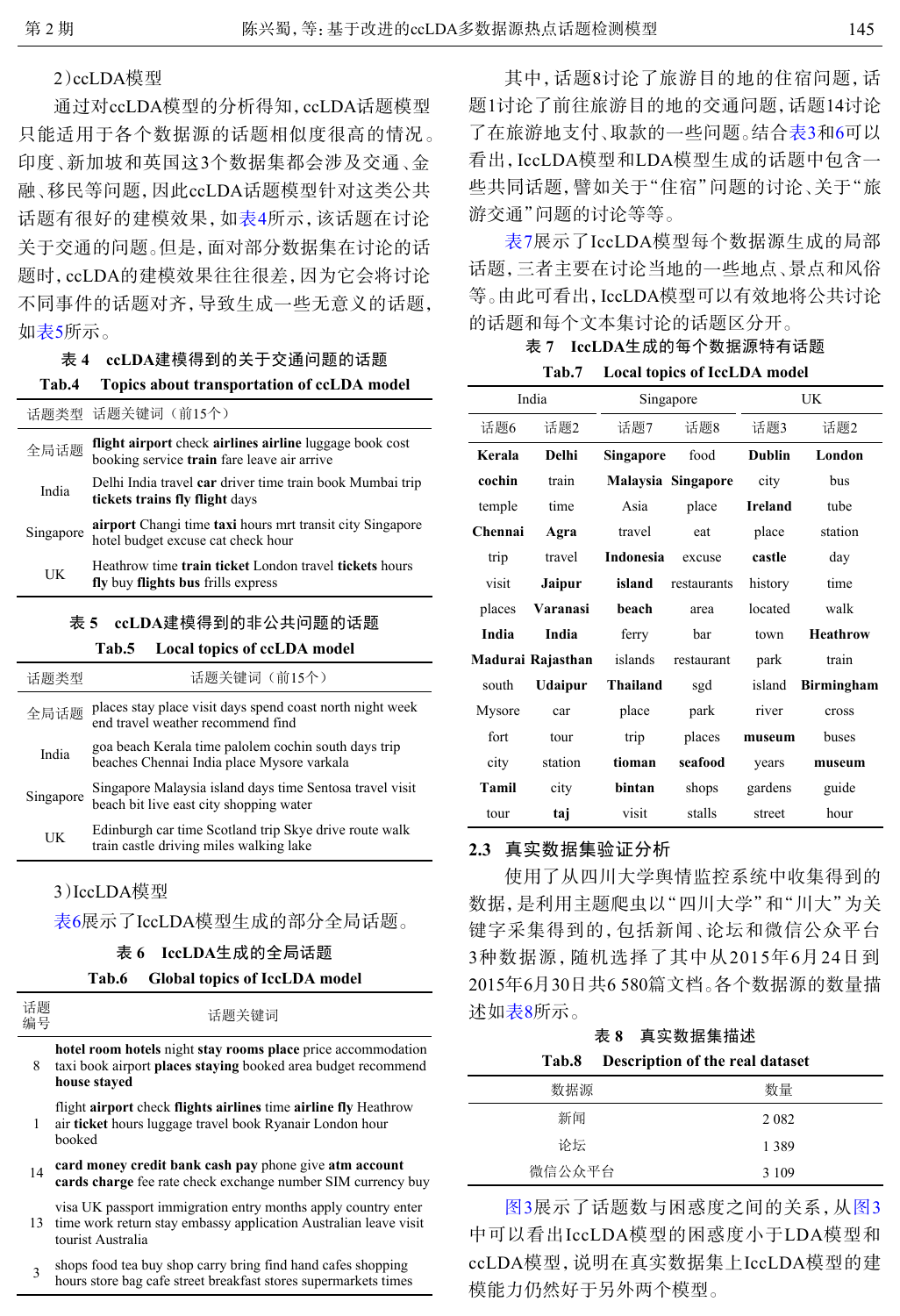2）ccLDA模型

通过对ccLDA模型的分析得知，ccLDA话题模型只能适用于各个数据源的话题相似度很高的情况。印度、新加坡和英国这3个数据集都会涉及交通、金融、移民等问题，因此ccLDA话题模型针对这类公共话题有很好的建模效果，如表4所示，该话题在讨论关于交通的问题。但是，面对部分数据集在讨论的话题时，ccLDA的建模效果往往很差，因为它会将讨论不同事件的话题对齐，导致生成一些无意义的话题，如表5所示。

表 4　ccLDA建模得到的关于交通问题的话题

Tab.4　Topics about transportation of ccLDA model

| 话题类型 | 话题关键词（前15个） |
|---|---|
| 全局话题 | **flight airport** check **airlines airline** luggage book cost booking service **train** fare leave air arrive |
| India | Delhi India travel **car** driver time train book Mumbai trip **tickets trains fly flight** days |
| Singapore | **airport** Changi time **taxi** hours mrt transit city Singapore hotel budget excuse cat check hour |
| UK | Heathrow time **train ticket** London travel **tickets** hours **fly** buy **flights bus** frills express |

表 5　ccLDA建模得到的非公共问题的话题

Tab.5　Local topics of ccLDA model

| 话题类型 | 话题关键词（前15个） |
|---|---|
| 全局话题 | places stay place visit days spend coast north night week end travel weather recommend find |
| India | goa beach Kerala time palolem cochin south days trip beaches Chennai India place Mysore varkala |
| Singapore | Singapore Malaysia island days time Sentosa travel visit beach bit live east city shopping water |
| UK | Edinburgh car time Scotland trip Skye drive route walk train castle driving miles walking lake |

3）IccLDA模型

表6展示了IccLDA模型生成的部分全局话题。

表 6　IccLDA生成的全局话题

Tab.6　Global topics of IccLDA model

| 话题编号 | 话题关键词 |
|---|---|
| 8 | **hotel room hotels** night **stay rooms place** price accommodation taxi book airport **places staying** booked area budget recommend **house stayed** |
| 1 | flight **airport** check **flights airlines** time **airline fly** Heathrow air **ticket** hours luggage travel book Ryanair London hour booked |
| 14 | **card money credit bank cash pay** phone give **atm account cards charge** fee rate check exchange number SIM currency buy |
| 13 | visa UK passport immigration entry months apply country enter time work return stay embassy application Australian leave visit tourist Australia |
| 3 | shops food tea buy shop carry bring find hand cafes shopping hours store bag cafe street breakfast stores supermarkets times |

其中，话题8讨论了旅游目的地的住宿问题，话题1讨论了前往旅游目的地的交通问题，话题14讨论了在旅游地支付、取款的一些问题。结合表3和6可以看出，IccLDA模型和LDA模型生成的话题中包含一些共同话题，譬如关于"住宿"问题的讨论、关于"旅游交通"问题的讨论等等。

表7展示了IccLDA模型每个数据源生成的局部话题，三者主要在讨论当地的一些地点、景点和风俗等。由此可看出，IccLDA模型可以有效地将公共讨论的话题和每个文本集讨论的话题区分开。

表 7　IccLDA生成的每个数据源特有话题

Tab.7　Local topics of IccLDA model

| India | | Singapore | | UK | |
|---|---|---|---|---|---|
| 话题6 | 话题2 | 话题7 | 话题8 | 话题3 | 话题2 |
| **Kerala** | **Delhi** | **Singapore** | food | **Dublin** | **London** |
| **cochin** | train | **Malaysia** | **Singapore** | city | bus |
| temple | time | Asia | place | **Ireland** | tube |
| **Chennai** | **Agra** | travel | eat | place | station |
| trip | travel | **Indonesia** | excuse | **castle** | day |
| visit | **Jaipur** | **island** | restaurants | history | time |
| places | **Varanasi** | **beach** | area | located | walk |
| **India** | **India** | ferry | bar | town | **Heathrow** |
| **Madurai** | **Rajasthan** | islands | restaurant | park | train |
| south | **Udaipur** | **Thailand** | sgd | island | **Birmingham** |
| Mysore | car | place | park | river | cross |
| fort | tour | trip | places | **museum** | buses |
| city | station | **tioman** | **seafood** | years | **museum** |
| **Tamil** | city | **bintan** | shops | gardens | guide |
| tour | **taj** | visit | stalls | street | hour |

## 2.3　真实数据集验证分析

使用了从四川大学舆情监控系统中收集得到的数据，是利用主题爬虫以"四川大学"和"川大"为关键字采集得到的，包括新闻、论坛和微信公众平台3种数据源，随机选择了其中从2015年6月24日到2015年6月30日共6 580篇文档。各个数据源的数量描述如表8所示。

表 8　真实数据集描述

Tab.8　Description of the real dataset

| 数据源 | 数量 |
|---|---|
| 新闻 | 2 082 |
| 论坛 | 1 389 |
| 微信公众平台 | 3 109 |

图3展示了话题数与困惑度之间的关系，从图3中可以看出IccLDA模型的困惑度小于LDA模型和ccLDA模型，说明在真实数据集上IccLDA模型的建模能力仍然好于另外两个模型。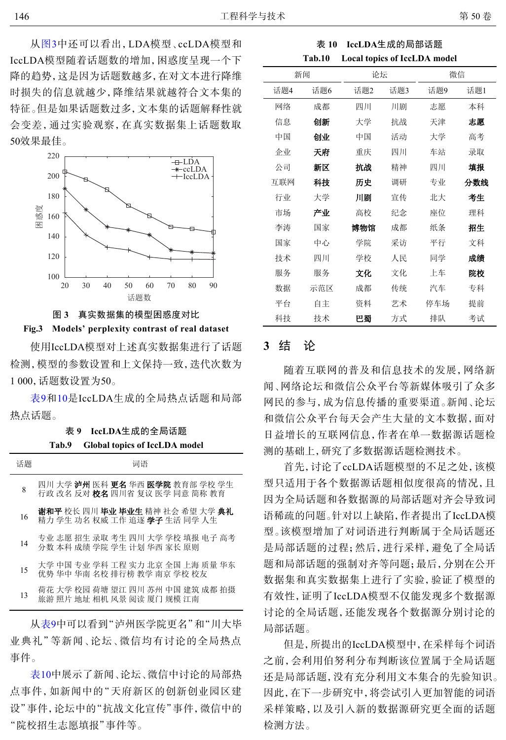从图3中还可以看出，LDA模型、ccLDA模型和IccLDA模型随着话题数的增加，困惑度呈现一个下降的趋势，这是因为话题数越多，在对文本进行降维时损失的信息就越少，降维结果就越符合文本集的特征。但是如果话题数过多，文本集的话题解释性就会变差，通过实验观察，在真实数据集上话题数取50效果最佳。

图 3　真实数据集的模型困惑度对比

Fig.3　Models' perplexity contrast of real dataset

使用IccLDA模型对上述真实数据集进行了话题检测，模型的参数设置和上文保持一致，迭代次数为1 000，话题数设置为50。

表9和10是IccLDA生成的全局热点话题和局部热点话题。

表 9　IccLDA生成的全局话题

Tab.9　Global topics of IccLDA model

| 话题 | 词语 |
|---|---|
| 8 | 四川 大学 **泸州** 医科 **更名** 华西 **医学院** 教育部 学校 学生 行政 改名 反对 **校名** 四川省 复议 医学 同意 简称 教育 |
| 16 | **谢和平** 校长 四川 **毕业** **毕业生** 精神 社会 希望 大学 **典礼** 精力 学生 功名 权威 工作 追逐 **学子** 生活 同学 人生 |
| 14 | 专业 志愿 招生 录取 考生 四川 大学 学校 填报 电子 高考 分数 本科 成绩 学院 学生 计划 华西 家长 原则 |
| 15 | 大学 中国 专业 学科 工程 实力 北京 全国 上海 质量 华东 优势 华中 华南 名校 排行榜 教学 南京 学校 校友 |
| 13 | 荷花 大学 校园 荷塘 望江 四川 苏州 中国 建筑 成都 拍摄 旅游 照片 地址 相机 风景 阅读 厦门 规模 江南 |

从表9中可以看到“泸州医学院更名”和“川大毕业典礼”等新闻、论坛、微信均有讨论的全局热点事件。

表10中展示了新闻、论坛、微信中讨论的局部热点事件，如新闻中的“天府新区的创新创业园区建设”事件，论坛中的“抗战文化宣传”事件，微信中的“院校招生志愿填报”事件等。

表 10　IccLDA生成的局部话题

Tab.10　Local topics of IccLDA model

| 新闻 | | 论坛 | | 微信 | |
|---|---|---|---|---|---|
| 话题4 | 话题6 | 话题2 | 话题3 | 话题9 | 话题1 |
| 网络 | 成都 | 四川 | 川剧 | 志愿 | 本科 |
| 信息 | **创新** | 大学 | 抗战 | 天津 | **志愿** |
| 中国 | **创业** | 中国 | 活动 | 大学 | 高考 |
| 企业 | **天府** | 重庆 | 四川 | 车站 | 录取 |
| 公司 | **新区** | **抗战** | 精神 | 四川 | **填报** |
| 互联网 | **科技** | **历史** | 调研 | 专业 | **分数线** |
| 行业 | 大学 | **川剧** | 宣传 | 北大 | **考生** |
| 市场 | **产业** | 高校 | 纪念 | 座位 | 理科 |
| 李涛 | 国家 | **博物馆** | 成都 | 纸条 | **招生** |
| 国家 | 中心 | 学院 | 采访 | 平行 | 文科 |
| 技术 | 四川 | 学校 | 人民 | 同学 | **成绩** |
| 服务 | 服务 | **文化** | 文化 | 上车 | **院校** |
| 数据 | 示范区 | 成都 | 传统 | 汽车 | 专科 |
| 平台 | 自主 | 资料 | 艺术 | 停车场 | 提前 |
| 科技 | 技术 | **巴蜀** | 方式 | 排队 | 考试 |

## 3　结　论

随着互联网的普及和信息技术的发展，网络新闻、网络论坛和微信公众平台等新媒体吸引了众多网民的参与，成为信息传播的重要渠道。新闻、论坛和微信公众平台每天会产生大量的文本数据，面对日益增长的互联网信息，作者在单一数据源话题检测的基础上，研究了多数据源话题检测技术。

首先，讨论了ccLDA话题模型的不足之处，该模型只适用于各个数据源话题相似度很高的情况，且因为全局话题和各数据源的局部话题对齐会导致词语稀疏的问题。针对以上缺陷，作者提出了IccLDA模型。该模型增加了对词语进行判断属于全局话题还是局部话题的过程；然后，进行采样，避免了全局话题和局部话题的强制对齐等问题；最后，分别在公开数据集和真实数据集上进行了实验，验证了模型的有效性，证明了IccLDA模型不仅能发现多个数据源讨论的全局话题，还能发现各个数据源分别讨论的局部话题。

但是，所提出的IccLDA模型中，在采样每个词语之前，会利用伯努利分布判断该位置属于全局话题还是局部话题，没有充分利用文本集合的先验知识。因此，在下一步研究中，将尝试引入更加智能的词语采样策略，以及引入新的数据源研究更全面的话题检测方法。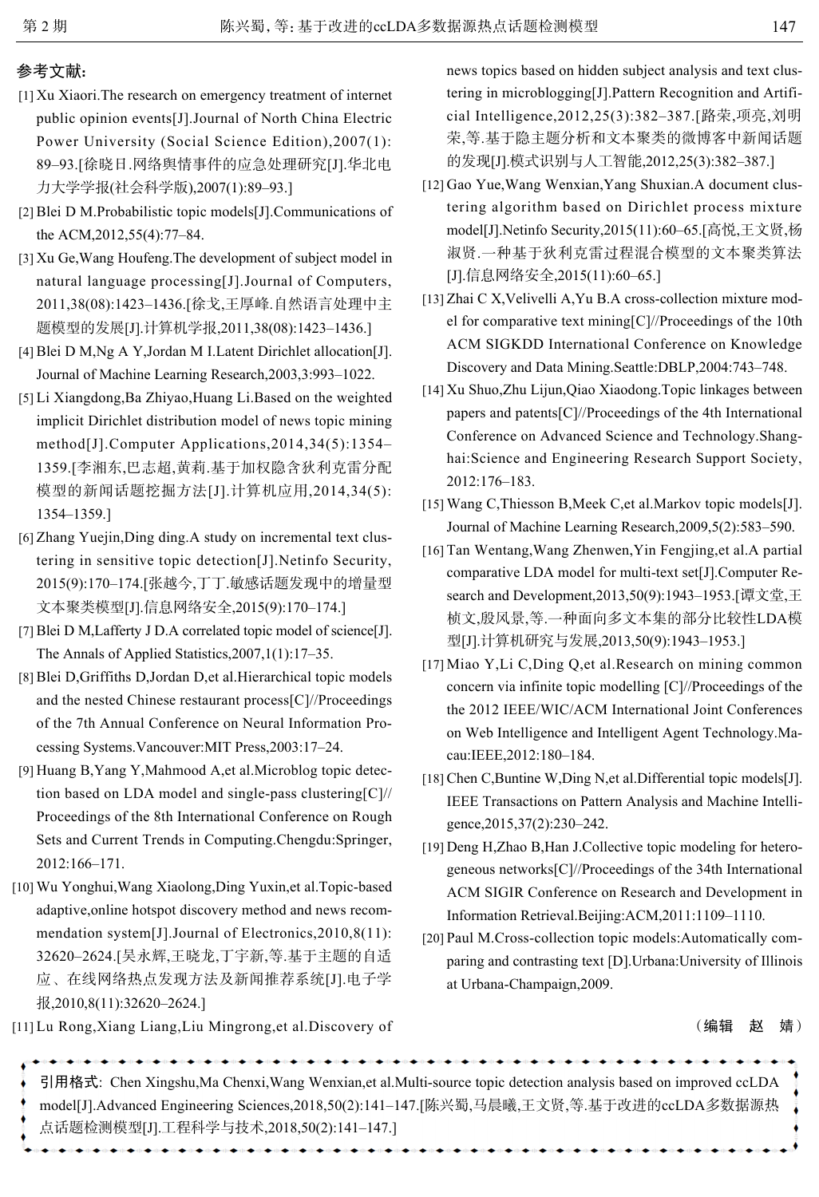## 参考文献:

[1] Xu Xiaori.The research on emergency treatment of internet public opinion events[J].Journal of North China Electric Power University (Social Science Edition),2007(1): 89–93.[徐晓日.网络舆情事件的应急处理研究[J].华北电力大学学报(社会科学版),2007(1):89–93.]

[2] Blei D M.Probabilistic topic models[J].Communications of the ACM,2012,55(4):77–84.

[3] Xu Ge,Wang Houfeng.The development of subject model in natural language processing[J].Journal of Computers, 2011,38(08):1423–1436.[徐戈,王厚峰.自然语言处理中主题模型的发展[J].计算机学报,2011,38(08):1423–1436.]

[4] Blei D M,Ng A Y,Jordan M I.Latent Dirichlet allocation[J]. Journal of Machine Learning Research,2003,3:993–1022.

[5] Li Xiangdong,Ba Zhiyao,Huang Li.Based on the weighted implicit Dirichlet distribution model of news topic mining method[J].Computer Applications,2014,34(5):1354–1359.[李湘东,巴志超,黄莉.基于加权隐含狄利克雷分配模型的新闻话题挖掘方法[J].计算机应用,2014,34(5): 1354–1359.]

[6] Zhang Yuejin,Ding ding.A study on incremental text clustering in sensitive topic detection[J].Netinfo Security, 2015(9):170–174.[张越今,丁丁.敏感话题发现中的增量型文本聚类模型[J].信息网络安全,2015(9):170–174.]

[7] Blei D M,Lafferty J D.A correlated topic model of science[J]. The Annals of Applied Statistics,2007,1(1):17–35.

[8] Blei D,Griffiths D,Jordan D,et al.Hierarchical topic models and the nested Chinese restaurant process[C]//Proceedings of the 7th Annual Conference on Neural Information Processing Systems.Vancouver:MIT Press,2003:17–24.

[9] Huang B,Yang Y,Mahmood A,et al.Microblog topic detection based on LDA model and single-pass clustering[C]// Proceedings of the 8th International Conference on Rough Sets and Current Trends in Computing.Chengdu:Springer, 2012:166–171.

[10] Wu Yonghui,Wang Xiaolong,Ding Yuxin,et al.Topic-based adaptive,online hotspot discovery method and news recommendation system[J].Journal of Electronics,2010,8(11): 32620–2624.[吴永辉,王晓龙,丁宇新,等.基于主题的自适应、在线网络热点发现方法及新闻推荐系统[J].电子学报,2010,8(11):32620–2624.]

[11] Lu Rong,Xiang Liang,Liu Mingrong,et al.Discovery of news topics based on hidden subject analysis and text clustering in microblogging[J].Pattern Recognition and Artificial Intelligence,2012,25(3):382–387.[路荣,项亮,刘明荣,等.基于隐主题分析和文本聚类的微博客中新闻话题的发现[J].模式识别与人工智能,2012,25(3):382–387.]

[12] Gao Yue,Wang Wenxian,Yang Shuxian.A document clustering algorithm based on Dirichlet process mixture model[J].Netinfo Security,2015(11):60–65.[高悦,王文贤,杨淑贤.一种基于狄利克雷过程混合模型的文本聚类算法[J].信息网络安全,2015(11):60–65.]

[13] Zhai C X,Velivelli A,Yu B.A cross-collection mixture model for comparative text mining[C]//Proceedings of the 10th ACM SIGKDD International Conference on Knowledge Discovery and Data Mining.Seattle:DBLP,2004:743–748.

[14] Xu Shuo,Zhu Lijun,Qiao Xiaodong.Topic linkages between papers and patents[C]//Proceedings of the 4th International Conference on Advanced Science and Technology.Shanghai:Science and Engineering Research Support Society, 2012:176–183.

[15] Wang C,Thiesson B,Meek C,et al.Markov topic models[J]. Journal of Machine Learning Research,2009,5(2):583–590.

[16] Tan Wentang,Wang Zhenwen,Yin Fengjing,et al.A partial comparative LDA model for multi-text set[J].Computer Research and Development,2013,50(9):1943–1953.[谭文堂,王桢文,殷风景,等.一种面向多文本集的部分比较性LDA模型[J].计算机研究与发展,2013,50(9):1943–1953.]

[17] Miao Y,Li C,Ding Q,et al.Research on mining common concern via infinite topic modelling [C]//Proceedings of the the 2012 IEEE/WIC/ACM International Joint Conferences on Web Intelligence and Intelligent Agent Technology.Macau:IEEE,2012:180–184.

[18] Chen C,Buntine W,Ding N,et al.Differential topic models[J]. IEEE Transactions on Pattern Analysis and Machine Intelligence,2015,37(2):230–242.

[19] Deng H,Zhao B,Han J.Collective topic modeling for heterogeneous networks[C]//Proceedings of the 34th International ACM SIGIR Conference on Research and Development in Information Retrieval.Beijing:ACM,2011:1109–1110.

[20] Paul M.Cross-collection topic models:Automatically comparing and contrasting text [D].Urbana:University of Illinois at Urbana-Champaign,2009.

（编辑　赵　婧）

引用格式: Chen Xingshu,Ma Chenxi,Wang Wenxian,et al.Multi-source topic detection analysis based on improved ccLDA model[J].Advanced Engineering Sciences,2018,50(2):141–147.[陈兴蜀,马晨曦,王文贤,等.基于改进的ccLDA多数据源热点话题检测模型[J].工程科学与技术,2018,50(2):141–147.]